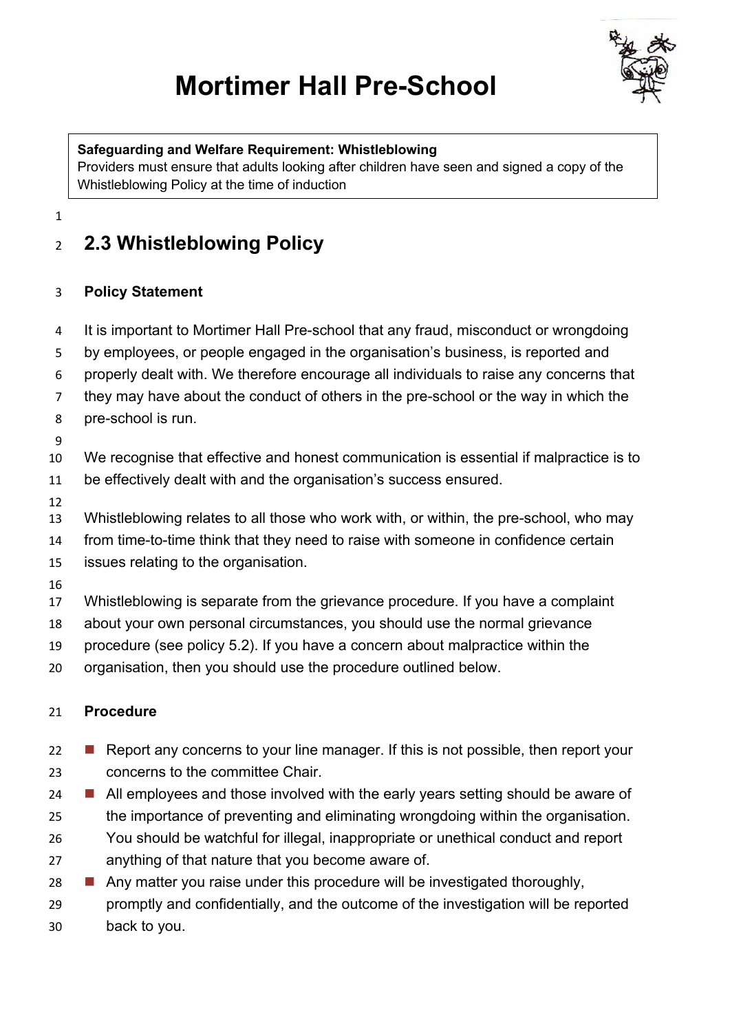# Mortimer Hall Pre-School

**Safeguarding and Welfare Requirement: Whistleblowing**
Providers must ensure that adults looking after children have seen and signed a copy of the Whistleblowing Policy at the time of induction

## 2.3 Whistleblowing Policy

### Policy Statement

It is important to Mortimer Hall Pre-school that any fraud, misconduct or wrongdoing by employees, or people engaged in the organisation's business, is reported and properly dealt with. We therefore encourage all individuals to raise any concerns that they may have about the conduct of others in the pre-school or the way in which the pre-school is run.

We recognise that effective and honest communication is essential if malpractice is to be effectively dealt with and the organisation's success ensured.

Whistleblowing relates to all those who work with, or within, the pre-school, who may from time-to-time think that they need to raise with someone in confidence certain issues relating to the organisation.

Whistleblowing is separate from the grievance procedure. If you have a complaint about your own personal circumstances, you should use the normal grievance procedure (see policy 5.2). If you have a concern about malpractice within the organisation, then you should use the procedure outlined below.

### Procedure

- Report any concerns to your line manager. If this is not possible, then report your concerns to the committee Chair.
- All employees and those involved with the early years setting should be aware of the importance of preventing and eliminating wrongdoing within the organisation. You should be watchful for illegal, inappropriate or unethical conduct and report anything of that nature that you become aware of.
- Any matter you raise under this procedure will be investigated thoroughly, promptly and confidentially, and the outcome of the investigation will be reported back to you.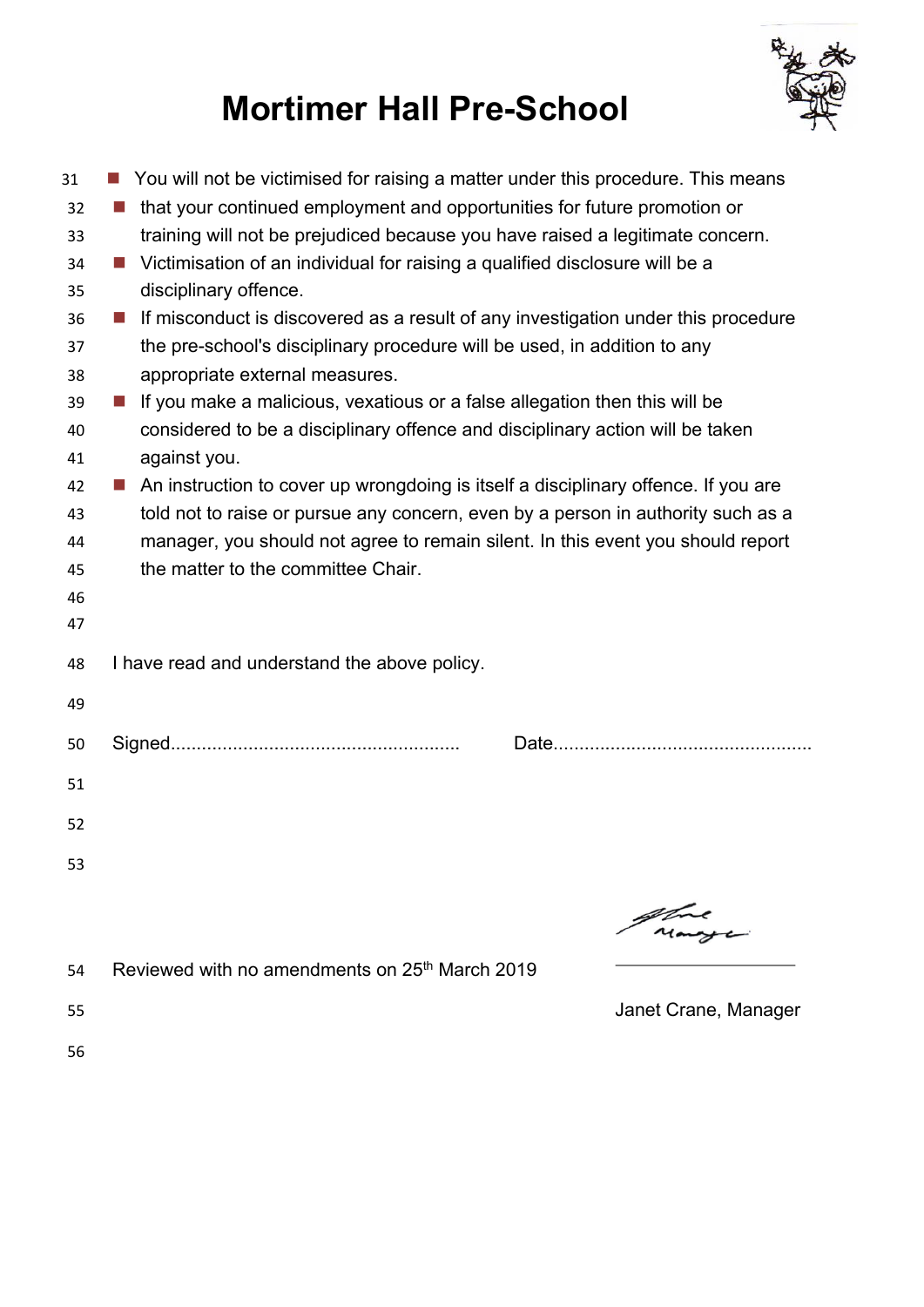# Mortimer Hall Pre-School

- You will not be victimised for raising a matter under this procedure. This means
- that your continued employment and opportunities for future promotion or training will not be prejudiced because you have raised a legitimate concern.
- Victimisation of an individual for raising a qualified disclosure will be a disciplinary offence.
- If misconduct is discovered as a result of any investigation under this procedure the pre-school's disciplinary procedure will be used, in addition to any appropriate external measures.
- If you make a malicious, vexatious or a false allegation then this will be considered to be a disciplinary offence and disciplinary action will be taken against you.
- An instruction to cover up wrongdoing is itself a disciplinary offence. If you are told not to raise or pursue any concern, even by a person in authority such as a manager, you should not agree to remain silent. In this event you should report the matter to the committee Chair.

I have read and understand the above policy.

Signed....................................................... Date.................................................

Reviewed with no amendments on 25th March 2019

Janet Crane, Manager